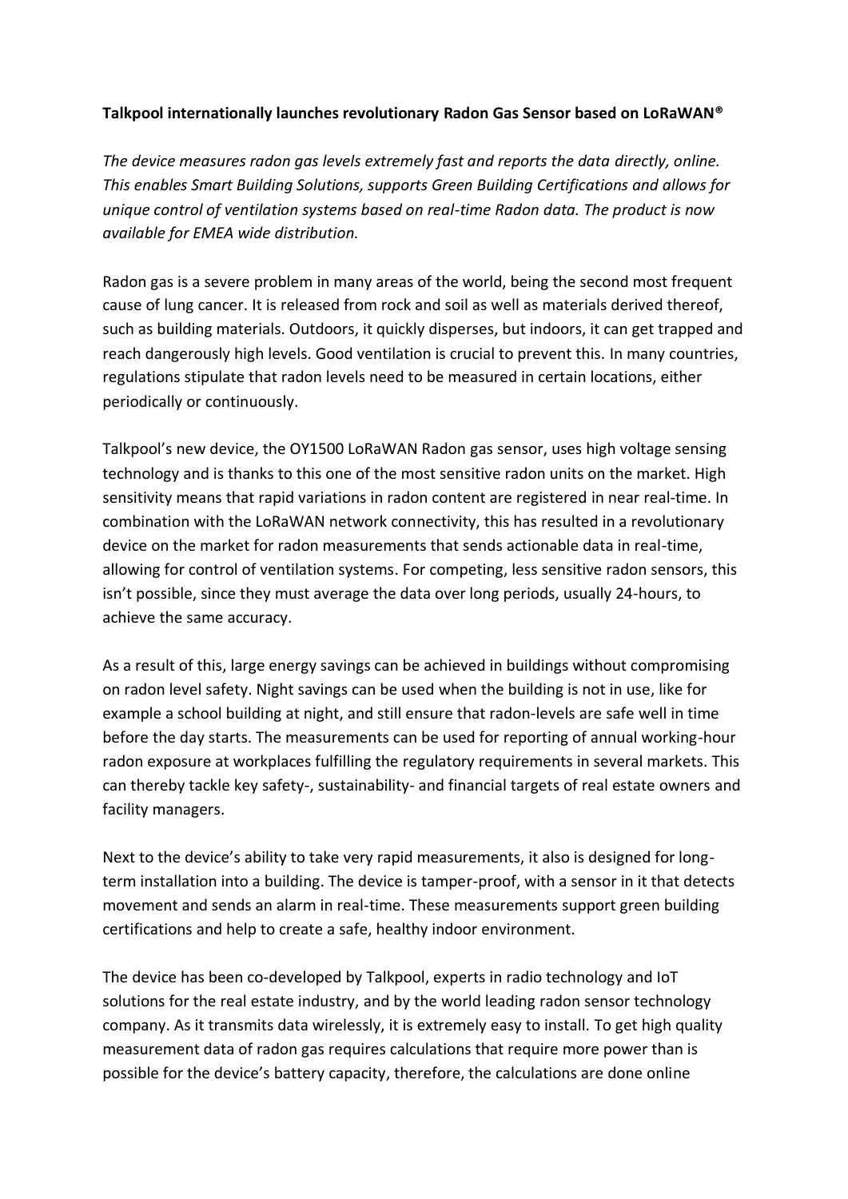**Talkpool internationally launches revolutionary Radon Gas Sensor based on LoRaWAN®**

*The device measures radon gas levels extremely fast and reports the data directly, online. This enables Smart Building Solutions, supports Green Building Certifications and allows for unique control of ventilation systems based on real-time Radon data. The product is now available for EMEA wide distribution.*

Radon gas is a severe problem in many areas of the world, being the second most frequent cause of lung cancer. It is released from rock and soil as well as materials derived thereof, such as building materials. Outdoors, it quickly disperses, but indoors, it can get trapped and reach dangerously high levels. Good ventilation is crucial to prevent this. In many countries, regulations stipulate that radon levels need to be measured in certain locations, either periodically or continuously.

Talkpool's new device, the OY1500 LoRaWAN Radon gas sensor, uses high voltage sensing technology and is thanks to this one of the most sensitive radon units on the market. High sensitivity means that rapid variations in radon content are registered in near real-time. In combination with the LoRaWAN network connectivity, this has resulted in a revolutionary device on the market for radon measurements that sends actionable data in real-time, allowing for control of ventilation systems. For competing, less sensitive radon sensors, this isn't possible, since they must average the data over long periods, usually 24-hours, to achieve the same accuracy.

As a result of this, large energy savings can be achieved in buildings without compromising on radon level safety. Night savings can be used when the building is not in use, like for example a school building at night, and still ensure that radon-levels are safe well in time before the day starts. The measurements can be used for reporting of annual working-hour radon exposure at workplaces fulfilling the regulatory requirements in several markets. This can thereby tackle key safety-, sustainability- and financial targets of real estate owners and facility managers.

Next to the device's ability to take very rapid measurements, it also is designed for long-term installation into a building. The device is tamper-proof, with a sensor in it that detects movement and sends an alarm in real-time. These measurements support green building certifications and help to create a safe, healthy indoor environment.

The device has been co-developed by Talkpool, experts in radio technology and IoT solutions for the real estate industry, and by the world leading radon sensor technology company. As it transmits data wirelessly, it is extremely easy to install. To get high quality measurement data of radon gas requires calculations that require more power than is possible for the device's battery capacity, therefore, the calculations are done online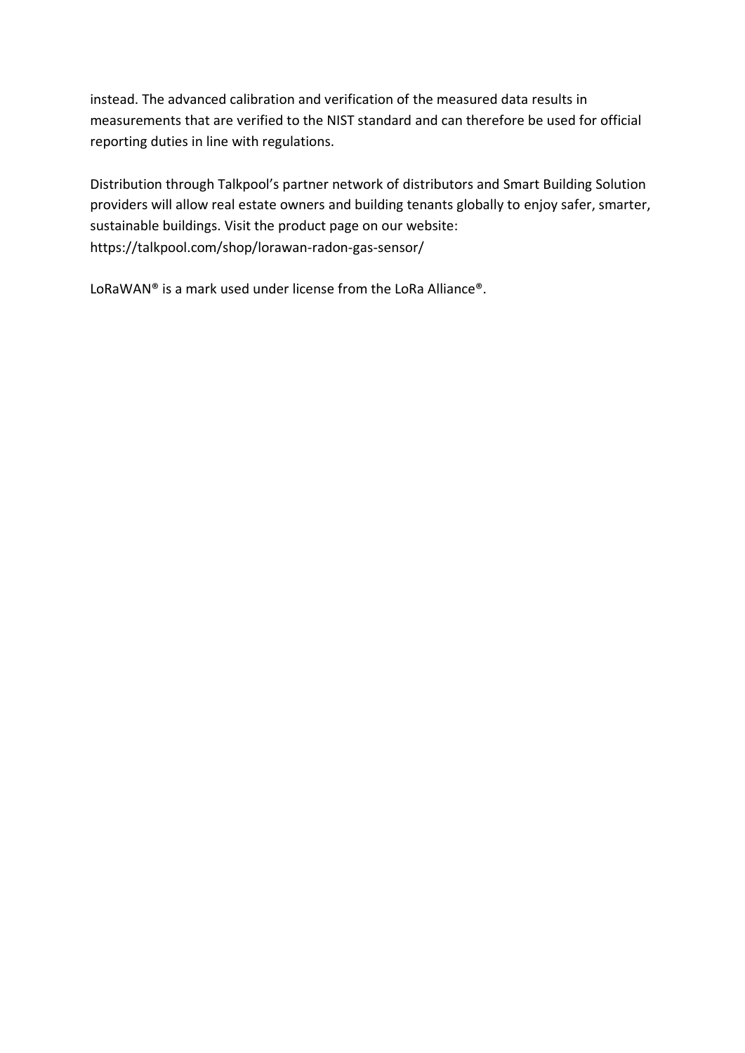instead. The advanced calibration and verification of the measured data results in measurements that are verified to the NIST standard and can therefore be used for official reporting duties in line with regulations.

Distribution through Talkpool's partner network of distributors and Smart Building Solution providers will allow real estate owners and building tenants globally to enjoy safer, smarter, sustainable buildings. Visit the product page on our website: https://talkpool.com/shop/lorawan-radon-gas-sensor/

LoRaWAN® is a mark used under license from the LoRa Alliance®.